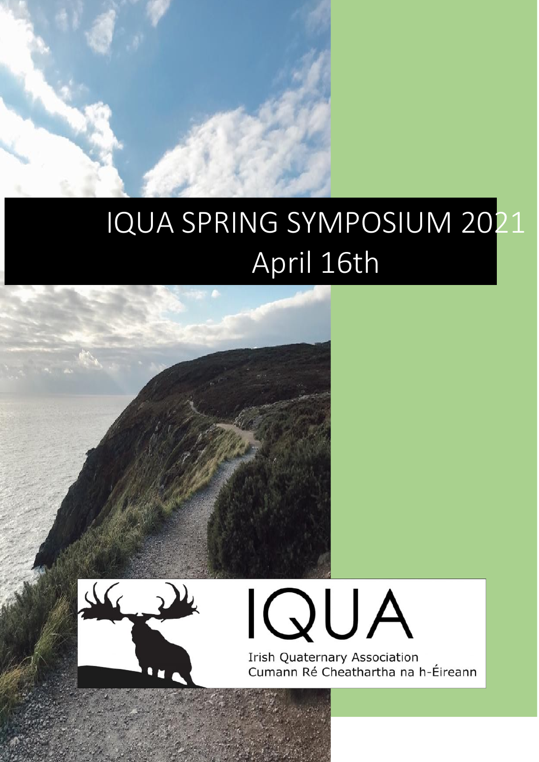# IQUA SPRING SYMPOSIUM 2021
## April 16th

IQUA

Irish Quaternary Association
Cumann Ré Cheathartha na h-Éireann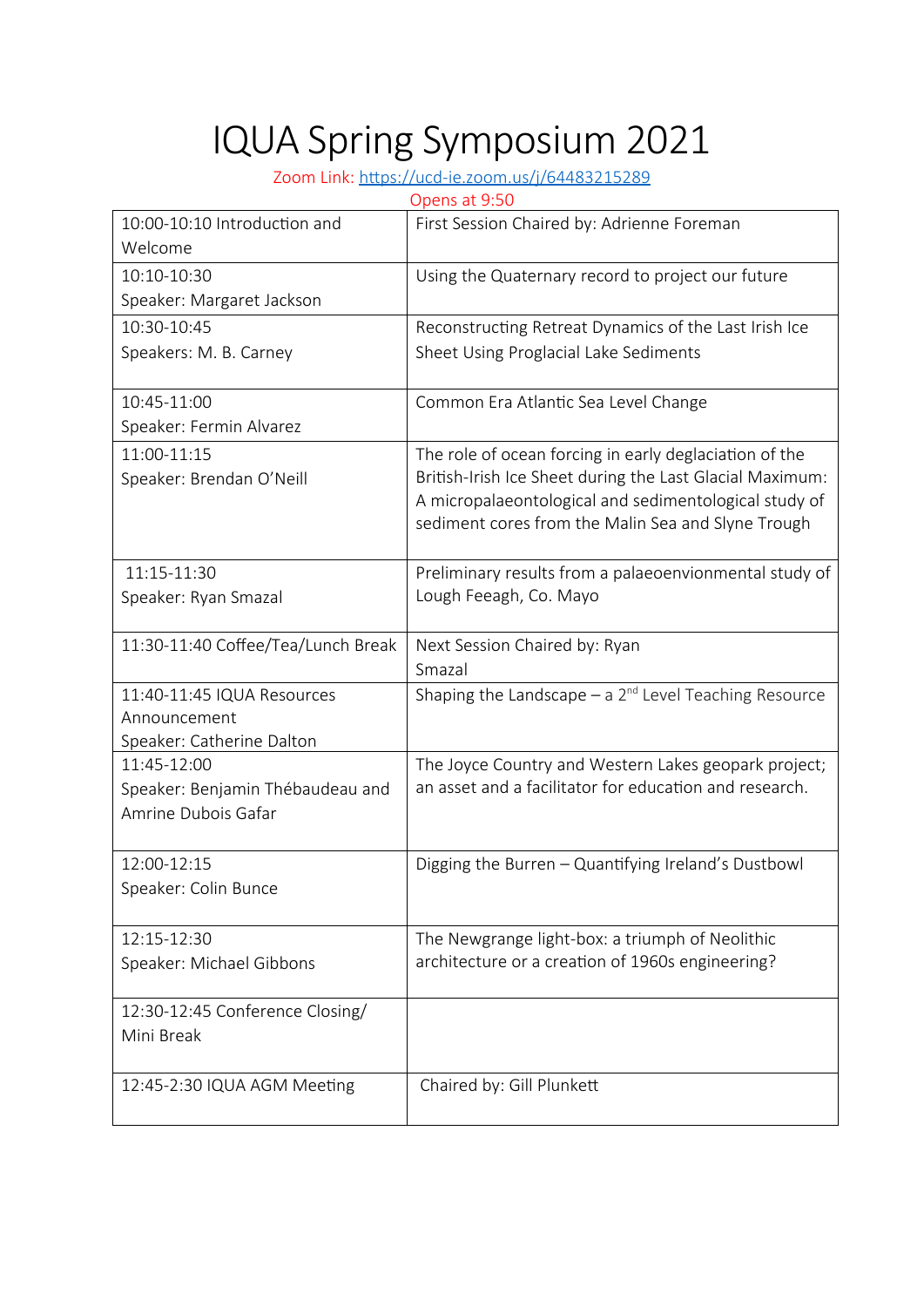# IQUA Spring Symposium 2021

Zoom Link: https://ucd-ie.zoom.us/j/64483215289

Opens at 9:50

| | |
|---|---|
| 10:00-10:10 Introduction and Welcome | First Session Chaired by: Adrienne Foreman |
| 10:10-10:30<br>Speaker: Margaret Jackson | Using the Quaternary record to project our future |
| 10:30-10:45<br>Speakers: M. B. Carney | Reconstructing Retreat Dynamics of the Last Irish Ice Sheet Using Proglacial Lake Sediments |
| 10:45-11:00<br>Speaker: Fermin Alvarez | Common Era Atlantic Sea Level Change |
| 11:00-11:15<br>Speaker: Brendan O'Neill | The role of ocean forcing in early deglaciation of the British-Irish Ice Sheet during the Last Glacial Maximum: A micropalaeontological and sedimentological study of sediment cores from the Malin Sea and Slyne Trough |
| 11:15-11:30<br>Speaker: Ryan Smazal | Preliminary results from a palaeoenvionmental study of Lough Feeagh, Co. Mayo |
| 11:30-11:40 Coffee/Tea/Lunch Break | Next Session Chaired by: Ryan Smazal |
| 11:40-11:45 IQUA Resources Announcement<br>Speaker: Catherine Dalton | Shaping the Landscape – a 2nd Level Teaching Resource |
| 11:45-12:00<br>Speaker: Benjamin Thébaudeau and Amrine Dubois Gafar | The Joyce Country and Western Lakes geopark project; an asset and a facilitator for education and research. |
| 12:00-12:15<br>Speaker: Colin Bunce | Digging the Burren – Quantifying Ireland's Dustbowl |
| 12:15-12:30<br>Speaker: Michael Gibbons | The Newgrange light-box: a triumph of Neolithic architecture or a creation of 1960s engineering? |
| 12:30-12:45 Conference Closing/ Mini Break | |
| 12:45-2:30 IQUA AGM Meeting | Chaired by: Gill Plunkett |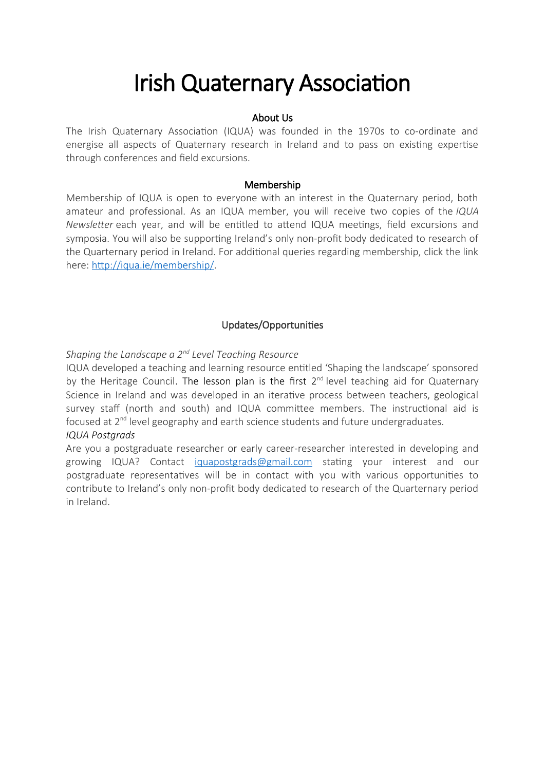# Irish Quaternary Association

## About Us

The Irish Quaternary Association (IQUA) was founded in the 1970s to co-ordinate and energise all aspects of Quaternary research in Ireland and to pass on existing expertise through conferences and field excursions.

## Membership

Membership of IQUA is open to everyone with an interest in the Quaternary period, both amateur and professional. As an IQUA member, you will receive two copies of the *IQUA Newsletter* each year, and will be entitled to attend IQUA meetings, field excursions and symposia. You will also be supporting Ireland's only non-profit body dedicated to research of the Quarternary period in Ireland. For additional queries regarding membership, click the link here: [http://iqua.ie/membership/](http://iqua.ie/membership/).

## Updates/Opportunities

*Shaping the Landscape a 2nd Level Teaching Resource*

IQUA developed a teaching and learning resource entitled 'Shaping the landscape' sponsored by the Heritage Council. The lesson plan is the first 2nd level teaching aid for Quaternary Science in Ireland and was developed in an iterative process between teachers, geological survey staff (north and south) and IQUA committee members. The instructional aid is focused at 2nd level geography and earth science students and future undergraduates.

*IQUA Postgrads*

Are you a postgraduate researcher or early career-researcher interested in developing and growing IQUA? Contact [iquapostgrads@gmail.com](mailto:iquapostgrads@gmail.com) stating your interest and our postgraduate representatives will be in contact with you with various opportunities to contribute to Ireland's only non-profit body dedicated to research of the Quarternary period in Ireland.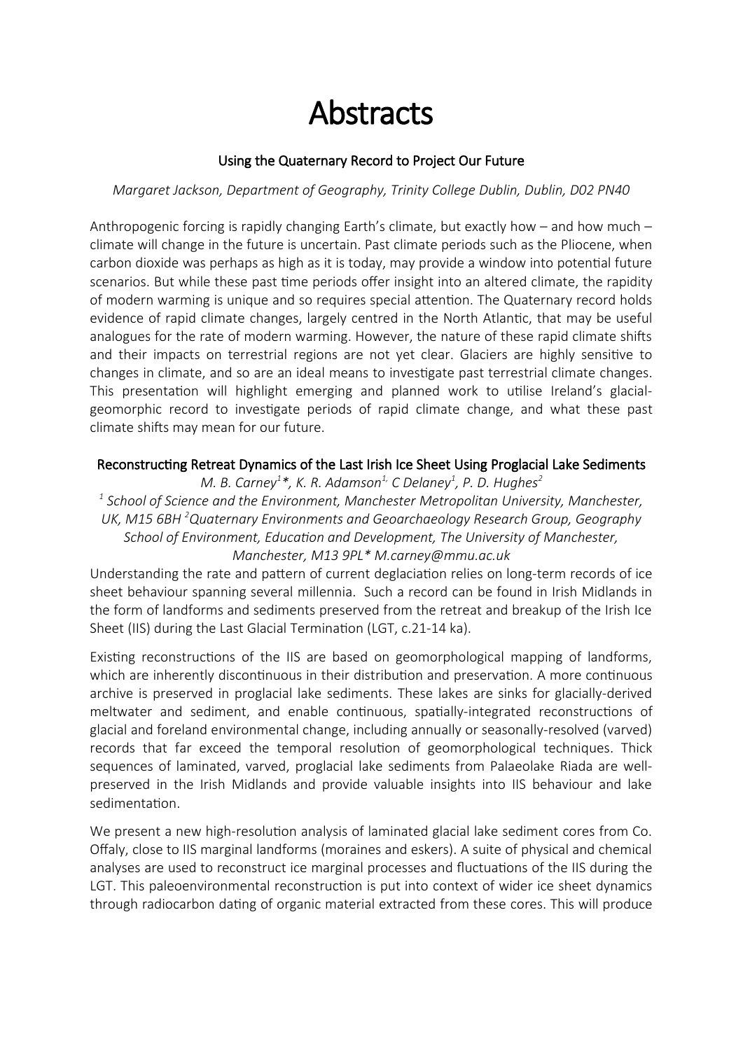# Abstracts

### Using the Quaternary Record to Project Our Future

*Margaret Jackson, Department of Geography, Trinity College Dublin, Dublin, D02 PN40*

Anthropogenic forcing is rapidly changing Earth's climate, but exactly how – and how much – climate will change in the future is uncertain. Past climate periods such as the Pliocene, when carbon dioxide was perhaps as high as it is today, may provide a window into potential future scenarios. But while these past time periods offer insight into an altered climate, the rapidity of modern warming is unique and so requires special attention. The Quaternary record holds evidence of rapid climate changes, largely centred in the North Atlantic, that may be useful analogues for the rate of modern warming. However, the nature of these rapid climate shifts and their impacts on terrestrial regions are not yet clear. Glaciers are highly sensitive to changes in climate, and so are an ideal means to investigate past terrestrial climate changes. This presentation will highlight emerging and planned work to utilise Ireland's glacial-geomorphic record to investigate periods of rapid climate change, and what these past climate shifts may mean for our future.

### Reconstructing Retreat Dynamics of the Last Irish Ice Sheet Using Proglacial Lake Sediments

*M. B. Carney[1]*, K. R. Adamson[1], C Delaney[1], P. D. Hughes[2]*

*[1] School of Science and the Environment, Manchester Metropolitan University, Manchester, UK, M15 6BH [2]Quaternary Environments and Geoarchaeology Research Group, Geography School of Environment, Education and Development, The University of Manchester, Manchester, M13 9PL* M.carney@mmu.ac.uk*

Understanding the rate and pattern of current deglaciation relies on long-term records of ice sheet behaviour spanning several millennia. Such a record can be found in Irish Midlands in the form of landforms and sediments preserved from the retreat and breakup of the Irish Ice Sheet (IIS) during the Last Glacial Termination (LGT, c.21-14 ka).

Existing reconstructions of the IIS are based on geomorphological mapping of landforms, which are inherently discontinuous in their distribution and preservation. A more continuous archive is preserved in proglacial lake sediments. These lakes are sinks for glacially-derived meltwater and sediment, and enable continuous, spatially-integrated reconstructions of glacial and foreland environmental change, including annually or seasonally-resolved (varved) records that far exceed the temporal resolution of geomorphological techniques. Thick sequences of laminated, varved, proglacial lake sediments from Palaeolake Riada are well-preserved in the Irish Midlands and provide valuable insights into IIS behaviour and lake sedimentation.

We present a new high-resolution analysis of laminated glacial lake sediment cores from Co. Offaly, close to IIS marginal landforms (moraines and eskers). A suite of physical and chemical analyses are used to reconstruct ice marginal processes and fluctuations of the IIS during the LGT. This paleoenvironmental reconstruction is put into context of wider ice sheet dynamics through radiocarbon dating of organic material extracted from these cores. This will produce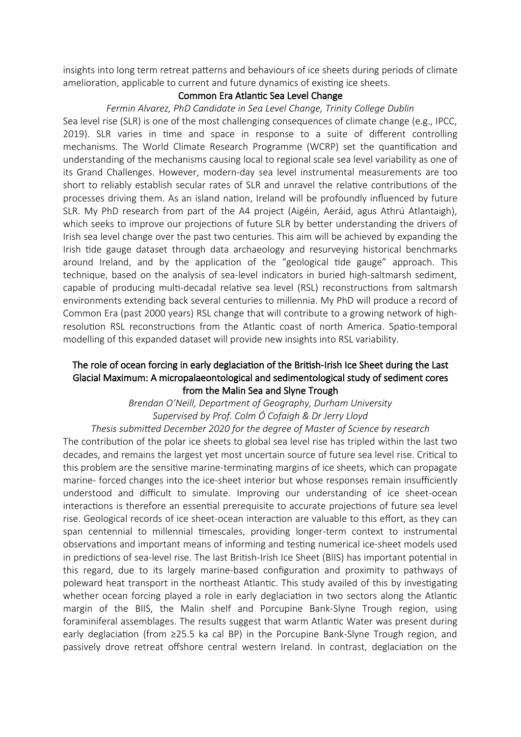insights into long term retreat patterns and behaviours of ice sheets during periods of climate amelioration, applicable to current and future dynamics of existing ice sheets.

### Common Era Atlantic Sea Level Change

*Fermin Alvarez, PhD Candidate in Sea Level Change, Trinity College Dublin*

Sea level rise (SLR) is one of the most challenging consequences of climate change (e.g., IPCC, 2019). SLR varies in time and space in response to a suite of different controlling mechanisms. The World Climate Research Programme (WCRP) set the quantification and understanding of the mechanisms causing local to regional scale sea level variability as one of its Grand Challenges. However, modern-day sea level instrumental measurements are too short to reliably establish secular rates of SLR and unravel the relative contributions of the processes driving them. As an island nation, Ireland will be profoundly influenced by future SLR. My PhD research from part of the A4 project (Aigéin, Aeráid, agus Athrú Atlantaigh), which seeks to improve our projections of future SLR by better understanding the drivers of Irish sea level change over the past two centuries. This aim will be achieved by expanding the Irish tide gauge dataset through data archaeology and resurveying historical benchmarks around Ireland, and by the application of the "geological tide gauge" approach. This technique, based on the analysis of sea-level indicators in buried high-saltmarsh sediment, capable of producing multi-decadal relative sea level (RSL) reconstructions from saltmarsh environments extending back several centuries to millennia. My PhD will produce a record of Common Era (past 2000 years) RSL change that will contribute to a growing network of high-resolution RSL reconstructions from the Atlantic coast of north America. Spatio-temporal modelling of this expanded dataset will provide new insights into RSL variability.

### The role of ocean forcing in early deglaciation of the British-Irish Ice Sheet during the Last Glacial Maximum: A micropalaeontological and sedimentological study of sediment cores from the Malin Sea and Slyne Trough

*Brendan O'Neill, Department of Geography, Durham University*
*Supervised by Prof. Colm Ó Cofaigh & Dr Jerry Lloyd*
*Thesis submitted December 2020 for the degree of Master of Science by research*

The contribution of the polar ice sheets to global sea level rise has tripled within the last two decades, and remains the largest yet most uncertain source of future sea level rise. Critical to this problem are the sensitive marine-terminating margins of ice sheets, which can propagate marine- forced changes into the ice-sheet interior but whose responses remain insufficiently understood and difficult to simulate. Improving our understanding of ice sheet-ocean interactions is therefore an essential prerequisite to accurate projections of future sea level rise. Geological records of ice sheet-ocean interaction are valuable to this effort, as they can span centennial to millennial timescales, providing longer-term context to instrumental observations and important means of informing and testing numerical ice-sheet models used in predictions of sea-level rise. The last British-Irish Ice Sheet (BIIS) has important potential in this regard, due to its largely marine-based configuration and proximity to pathways of poleward heat transport in the northeast Atlantic. This study availed of this by investigating whether ocean forcing played a role in early deglaciation in two sectors along the Atlantic margin of the BIIS, the Malin shelf and Porcupine Bank-Slyne Trough region, using foraminiferal assemblages. The results suggest that warm Atlantic Water was present during early deglaciation (from ≥25.5 ka cal BP) in the Porcupine Bank-Slyne Trough region, and passively drove retreat offshore central western Ireland. In contrast, deglaciation on the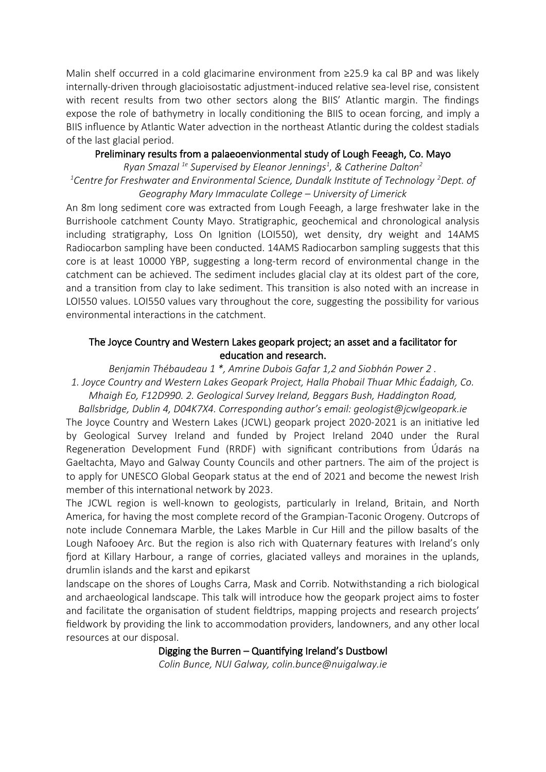Malin shelf occurred in a cold glacimarine environment from ≥25.9 ka cal BP and was likely internally-driven through glacioisostatic adjustment-induced relative sea-level rise, consistent with recent results from two other sectors along the BIIS' Atlantic margin. The findings expose the role of bathymetry in locally conditioning the BIIS to ocean forcing, and imply a BIIS influence by Atlantic Water advection in the northeast Atlantic during the coldest stadials of the last glacial period.

### Preliminary results from a palaeoenvionmental study of Lough Feeagh, Co. Mayo

*Ryan Smazal [1e] Supervised by Eleanor Jennings[1], & Catherine Dalton[2]*

*[1]Centre for Freshwater and Environmental Science, Dundalk Institute of Technology [2]Dept. of Geography Mary Immaculate College – University of Limerick*

An 8m long sediment core was extracted from Lough Feeagh, a large freshwater lake in the Burrishoole catchment County Mayo. Stratigraphic, geochemical and chronological analysis including stratigraphy, Loss On Ignition (LOI550), wet density, dry weight and 14AMS Radiocarbon sampling have been conducted. 14AMS Radiocarbon sampling suggests that this core is at least 10000 YBP, suggesting a long-term record of environmental change in the catchment can be achieved. The sediment includes glacial clay at its oldest part of the core, and a transition from clay to lake sediment. This transition is also noted with an increase in LOI550 values. LOI550 values vary throughout the core, suggesting the possibility for various environmental interactions in the catchment.

### The Joyce Country and Western Lakes geopark project; an asset and a facilitator for education and research.

*Benjamin Thébaudeau 1 *, Amrine Dubois Gafar 1,2 and Siobhán Power 2 .*

*1. Joyce Country and Western Lakes Geopark Project, Halla Phobail Thuar Mhic Éadaigh, Co. Mhaigh Eo, F12D990. 2. Geological Survey Ireland, Beggars Bush, Haddington Road, Ballsbridge, Dublin 4, D04K7X4. Corresponding author's email: geologist@jcwlgeopark.ie*

The Joyce Country and Western Lakes (JCWL) geopark project 2020-2021 is an initiative led by Geological Survey Ireland and funded by Project Ireland 2040 under the Rural Regeneration Development Fund (RRDF) with significant contributions from Údarás na Gaeltachta, Mayo and Galway County Councils and other partners. The aim of the project is to apply for UNESCO Global Geopark status at the end of 2021 and become the newest Irish member of this international network by 2023.

The JCWL region is well-known to geologists, particularly in Ireland, Britain, and North America, for having the most complete record of the Grampian-Taconic Orogeny. Outcrops of note include Connemara Marble, the Lakes Marble in Cur Hill and the pillow basalts of the Lough Nafooey Arc. But the region is also rich with Quaternary features with Ireland's only fjord at Killary Harbour, a range of corries, glaciated valleys and moraines in the uplands, drumlin islands and the karst and epikarst landscape on the shores of Loughs Carra, Mask and Corrib. Notwithstanding a rich biological and archaeological landscape. This talk will introduce how the geopark project aims to foster and facilitate the organisation of student fieldtrips, mapping projects and research projects' fieldwork by providing the link to accommodation providers, landowners, and any other local resources at our disposal.

### Digging the Burren – Quantifying Ireland's Dustbowl

*Colin Bunce, NUI Galway, colin.bunce@nuigalway.ie*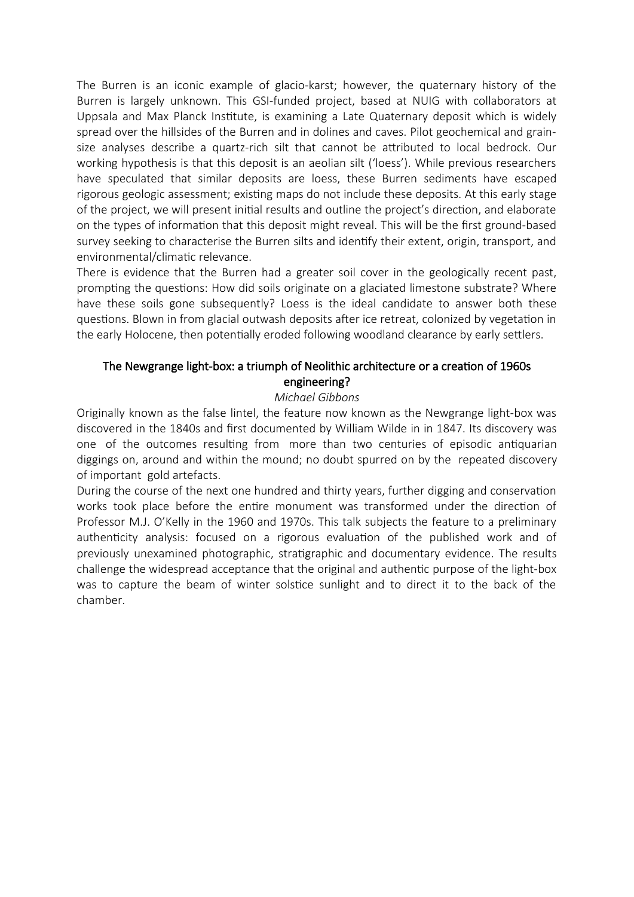The Burren is an iconic example of glacio-karst; however, the quaternary history of the Burren is largely unknown. This GSI-funded project, based at NUIG with collaborators at Uppsala and Max Planck Institute, is examining a Late Quaternary deposit which is widely spread over the hillsides of the Burren and in dolines and caves. Pilot geochemical and grain-size analyses describe a quartz-rich silt that cannot be attributed to local bedrock. Our working hypothesis is that this deposit is an aeolian silt ('loess'). While previous researchers have speculated that similar deposits are loess, these Burren sediments have escaped rigorous geologic assessment; existing maps do not include these deposits. At this early stage of the project, we will present initial results and outline the project's direction, and elaborate on the types of information that this deposit might reveal. This will be the first ground-based survey seeking to characterise the Burren silts and identify their extent, origin, transport, and environmental/climatic relevance.

There is evidence that the Burren had a greater soil cover in the geologically recent past, prompting the questions: How did soils originate on a glaciated limestone substrate? Where have these soils gone subsequently? Loess is the ideal candidate to answer both these questions. Blown in from glacial outwash deposits after ice retreat, colonized by vegetation in the early Holocene, then potentially eroded following woodland clearance by early settlers.

## The Newgrange light-box: a triumph of Neolithic architecture or a creation of 1960s engineering?

*Michael Gibbons*

Originally known as the false lintel, the feature now known as the Newgrange light-box was discovered in the 1840s and first documented by William Wilde in in 1847. Its discovery was one of the outcomes resulting from more than two centuries of episodic antiquarian diggings on, around and within the mound; no doubt spurred on by the repeated discovery of important gold artefacts.

During the course of the next one hundred and thirty years, further digging and conservation works took place before the entire monument was transformed under the direction of Professor M.J. O'Kelly in the 1960 and 1970s. This talk subjects the feature to a preliminary authenticity analysis: focused on a rigorous evaluation of the published work and of previously unexamined photographic, stratigraphic and documentary evidence. The results challenge the widespread acceptance that the original and authentic purpose of the light-box was to capture the beam of winter solstice sunlight and to direct it to the back of the chamber.